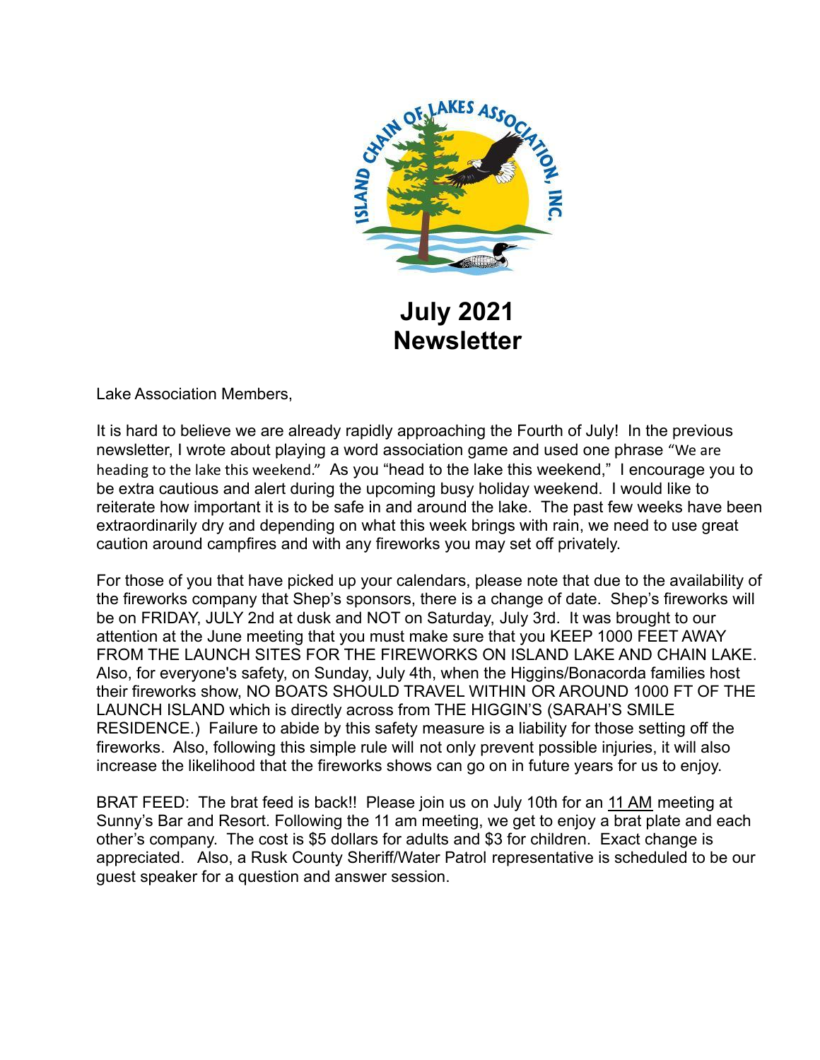# July 2021 Newsletter

Lake Association Members,

It is hard to believe we are already rapidly approaching the Fourth of July! In the previous newsletter, I wrote about playing a word association game and used one phrase "We are heading to the lake this weekend." As you "head to the lake this weekend," I encourage you to be extra cautious and alert during the upcoming busy holiday weekend. I would like to reiterate how important it is to be safe in and around the lake. The past few weeks have been extraordinarily dry and depending on what this week brings with rain, we need to use great caution around campfires and with any fireworks you may set off privately.

For those of you that have picked up your calendars, please note that due to the availability of the fireworks company that Shep's sponsors, there is a change of date. Shep's fireworks will be on FRIDAY, JULY 2nd at dusk and NOT on Saturday, July 3rd. It was brought to our attention at the June meeting that you must make sure that you KEEP 1000 FEET AWAY FROM THE LAUNCH SITES FOR THE FIREWORKS ON ISLAND LAKE AND CHAIN LAKE. Also, for everyone's safety, on Sunday, July 4th, when the Higgins/Bonacorda families host their fireworks show, NO BOATS SHOULD TRAVEL WITHIN OR AROUND 1000 FT OF THE LAUNCH ISLAND which is directly across from THE HIGGIN'S (SARAH'S SMILE RESIDENCE.) Failure to abide by this safety measure is a liability for those setting off the fireworks. Also, following this simple rule will not only prevent possible injuries, it will also increase the likelihood that the fireworks shows can go on in future years for us to enjoy.

BRAT FEED: The brat feed is back!! Please join us on July 10th for an 11 AM meeting at Sunny's Bar and Resort. Following the 11 am meeting, we get to enjoy a brat plate and each other's company. The cost is $5 dollars for adults and $3 for children. Exact change is appreciated. Also, a Rusk County Sheriff/Water Patrol representative is scheduled to be our guest speaker for a question and answer session.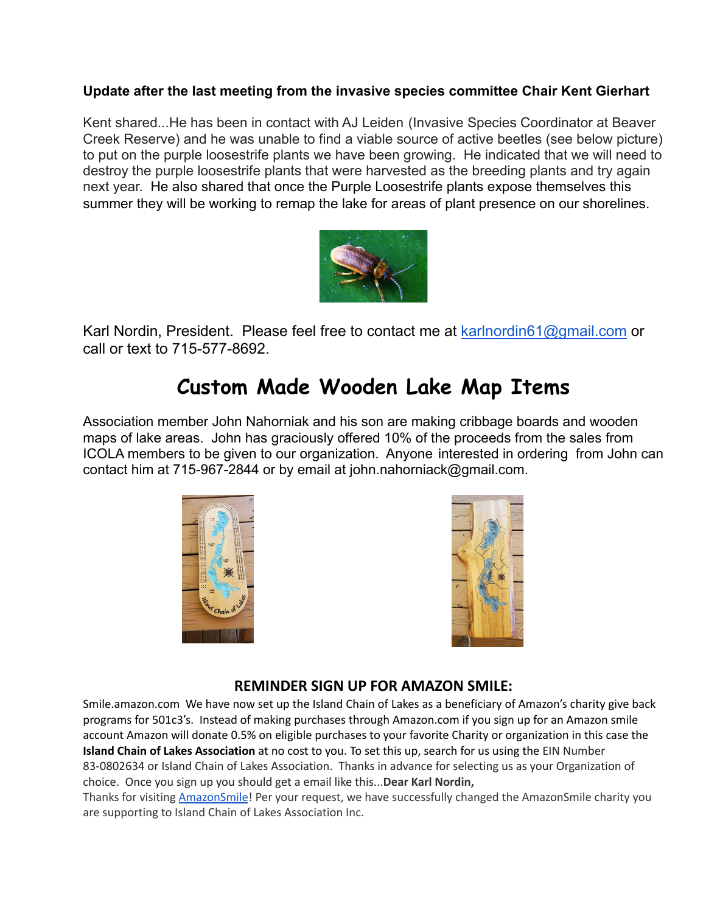**Update after the last meeting from the invasive species committee Chair Kent Gierhart**

Kent shared...He has been in contact with AJ Leiden (Invasive Species Coordinator at Beaver Creek Reserve) and he was unable to find a viable source of active beetles (see below picture) to put on the purple loosestrife plants we have been growing. He indicated that we will need to destroy the purple loosestrife plants that were harvested as the breeding plants and try again next year. He also shared that once the Purple Loosestrife plants expose themselves this summer they will be working to remap the lake for areas of plant presence on our shorelines.

Karl Nordin, President. Please feel free to contact me at [karlnordin61@gmail.com](mailto:karlnordin61@gmail.com) or call or text to 715-577-8692.

# Custom Made Wooden Lake Map Items

Association member John Nahorniak and his son are making cribbage boards and wooden maps of lake areas. John has graciously offered 10% of the proceeds from the sales from ICOLA members to be given to our organization. Anyone interested in ordering from John can contact him at 715-967-2844 or by email at john.nahorniack@gmail.com.

## REMINDER SIGN UP FOR AMAZON SMILE:

Smile.amazon.com We have now set up the Island Chain of Lakes as a beneficiary of Amazon's charity give back programs for 501c3's. Instead of making purchases through Amazon.com if you sign up for an Amazon smile account Amazon will donate 0.5% on eligible purchases to your favorite Charity or organization in this case the **Island Chain of Lakes Association** at no cost to you. To set this up, search for us using the EIN Number 83-0802634 or Island Chain of Lakes Association. Thanks in advance for selecting us as your Organization of choice. Once you sign up you should get a email like this...**Dear Karl Nordin,**

Thanks for visiting [AmazonSmile]! Per your request, we have successfully changed the AmazonSmile charity you are supporting to Island Chain of Lakes Association Inc.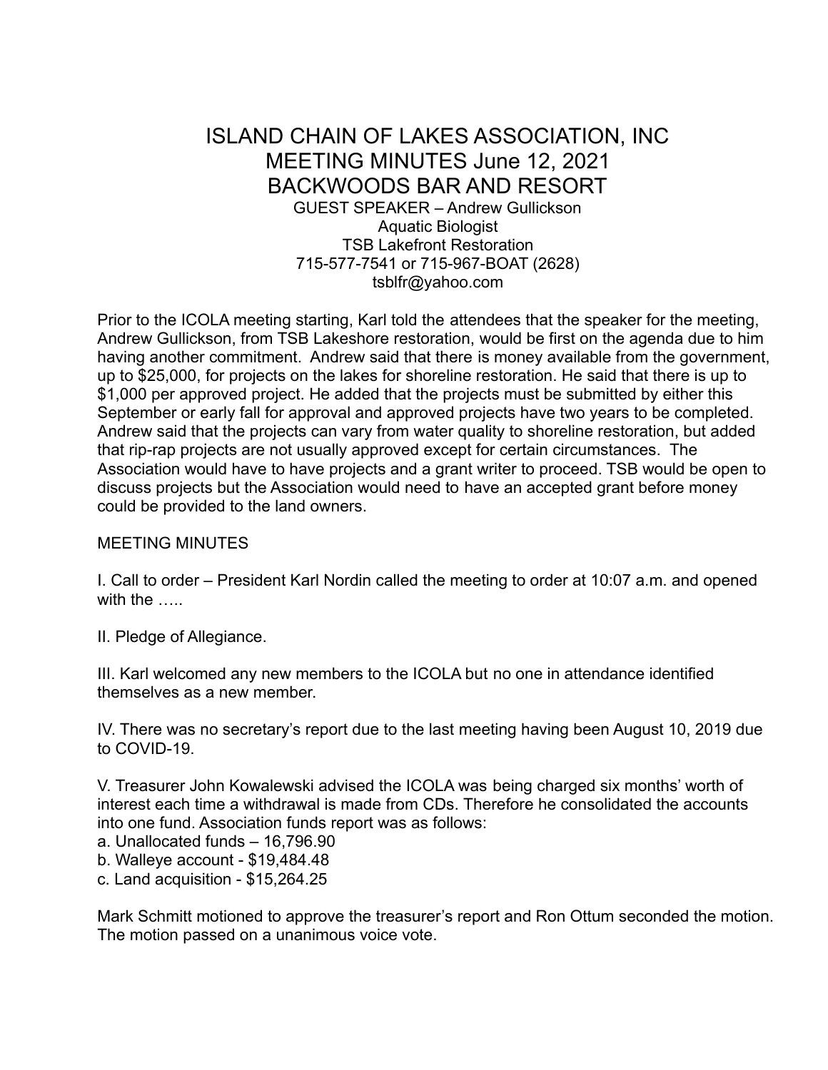# ISLAND CHAIN OF LAKES ASSOCIATION, INC
# MEETING MINUTES June 12, 2021
# BACKWOODS BAR AND RESORT

GUEST SPEAKER – Andrew Gullickson
Aquatic Biologist
TSB Lakefront Restoration
715-577-7541 or 715-967-BOAT (2628)
tsblfr@yahoo.com

Prior to the ICOLA meeting starting, Karl told the attendees that the speaker for the meeting, Andrew Gullickson, from TSB Lakeshore restoration, would be first on the agenda due to him having another commitment. Andrew said that there is money available from the government, up to $25,000, for projects on the lakes for shoreline restoration. He said that there is up to $1,000 per approved project. He added that the projects must be submitted by either this September or early fall for approval and approved projects have two years to be completed. Andrew said that the projects can vary from water quality to shoreline restoration, but added that rip-rap projects are not usually approved except for certain circumstances. The Association would have to have projects and a grant writer to proceed. TSB would be open to discuss projects but the Association would need to have an accepted grant before money could be provided to the land owners.

MEETING MINUTES

I. Call to order – President Karl Nordin called the meeting to order at 10:07 a.m. and opened with the …..

II. Pledge of Allegiance.

III. Karl welcomed any new members to the ICOLA but no one in attendance identified themselves as a new member.

IV. There was no secretary's report due to the last meeting having been August 10, 2019 due to COVID-19.

V. Treasurer John Kowalewski advised the ICOLA was being charged six months' worth of interest each time a withdrawal is made from CDs. Therefore he consolidated the accounts into one fund. Association funds report was as follows:

a. Unallocated funds – 16,796.90
b. Walleye account - $19,484.48
c. Land acquisition - $15,264.25

Mark Schmitt motioned to approve the treasurer's report and Ron Ottum seconded the motion. The motion passed on a unanimous voice vote.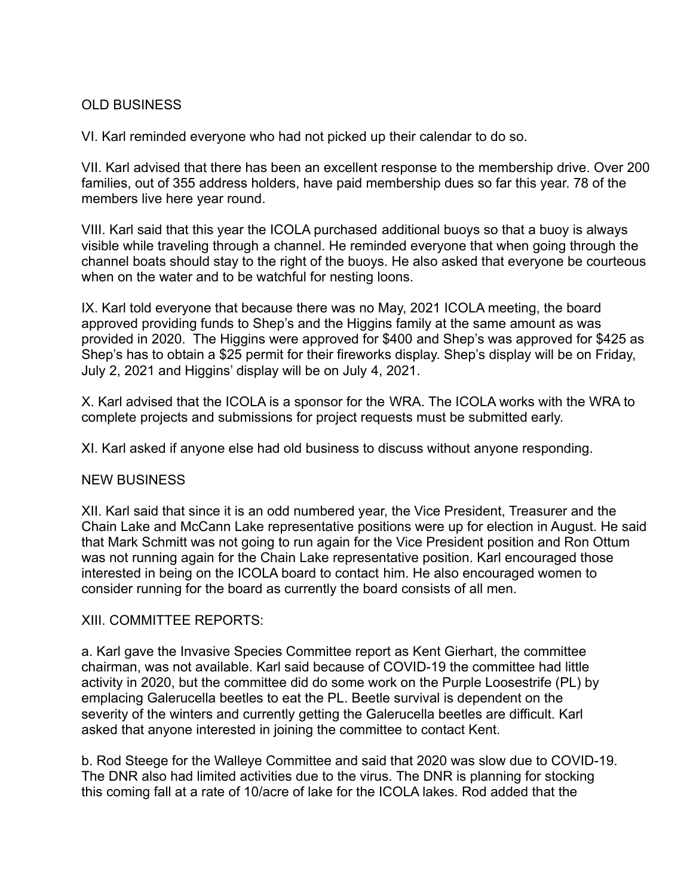## OLD BUSINESS

VI. Karl reminded everyone who had not picked up their calendar to do so.

VII. Karl advised that there has been an excellent response to the membership drive. Over 200 families, out of 355 address holders, have paid membership dues so far this year. 78 of the members live here year round.

VIII. Karl said that this year the ICOLA purchased additional buoys so that a buoy is always visible while traveling through a channel. He reminded everyone that when going through the channel boats should stay to the right of the buoys. He also asked that everyone be courteous when on the water and to be watchful for nesting loons.

IX. Karl told everyone that because there was no May, 2021 ICOLA meeting, the board approved providing funds to Shep's and the Higgins family at the same amount as was provided in 2020. The Higgins were approved for $400 and Shep's was approved for $425 as Shep's has to obtain a $25 permit for their fireworks display. Shep's display will be on Friday, July 2, 2021 and Higgins' display will be on July 4, 2021.

X. Karl advised that the ICOLA is a sponsor for the WRA. The ICOLA works with the WRA to complete projects and submissions for project requests must be submitted early.

XI. Karl asked if anyone else had old business to discuss without anyone responding.

## NEW BUSINESS

XII. Karl said that since it is an odd numbered year, the Vice President, Treasurer and the Chain Lake and McCann Lake representative positions were up for election in August. He said that Mark Schmitt was not going to run again for the Vice President position and Ron Ottum was not running again for the Chain Lake representative position. Karl encouraged those interested in being on the ICOLA board to contact him. He also encouraged women to consider running for the board as currently the board consists of all men.

XIII. COMMITTEE REPORTS:

a. Karl gave the Invasive Species Committee report as Kent Gierhart, the committee chairman, was not available. Karl said because of COVID-19 the committee had little activity in 2020, but the committee did do some work on the Purple Loosestrife (PL) by emplacing Galerucella beetles to eat the PL. Beetle survival is dependent on the severity of the winters and currently getting the Galerucella beetles are difficult. Karl asked that anyone interested in joining the committee to contact Kent.

b. Rod Steege for the Walleye Committee and said that 2020 was slow due to COVID-19. The DNR also had limited activities due to the virus. The DNR is planning for stocking this coming fall at a rate of 10/acre of lake for the ICOLA lakes. Rod added that the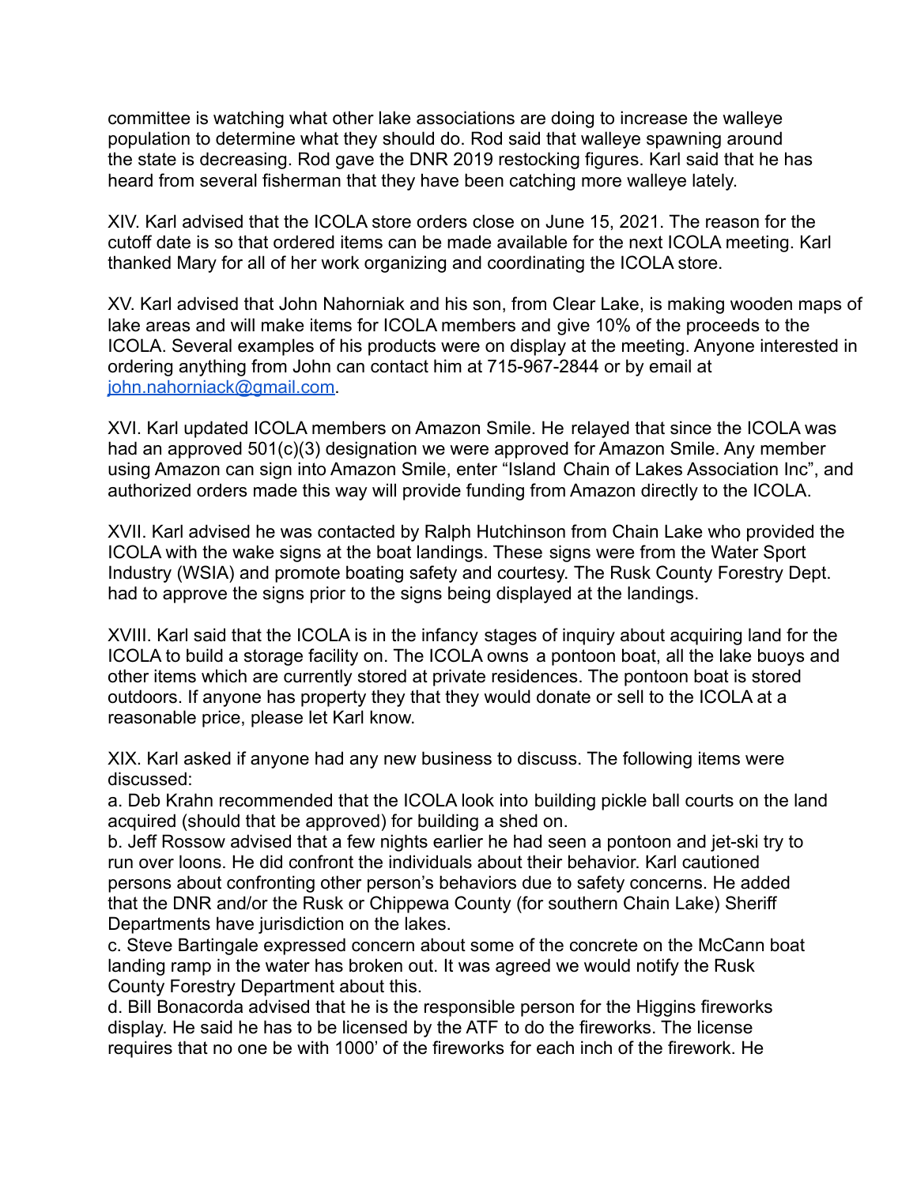committee is watching what other lake associations are doing to increase the walleye population to determine what they should do. Rod said that walleye spawning around the state is decreasing. Rod gave the DNR 2019 restocking figures. Karl said that he has heard from several fisherman that they have been catching more walleye lately.

XIV. Karl advised that the ICOLA store orders close on June 15, 2021. The reason for the cutoff date is so that ordered items can be made available for the next ICOLA meeting. Karl thanked Mary for all of her work organizing and coordinating the ICOLA store.

XV. Karl advised that John Nahorniak and his son, from Clear Lake, is making wooden maps of lake areas and will make items for ICOLA members and give 10% of the proceeds to the ICOLA. Several examples of his products were on display at the meeting. Anyone interested in ordering anything from John can contact him at 715-967-2844 or by email at [john.nahorniack@gmail.com](mailto:john.nahorniack@gmail.com).

XVI. Karl updated ICOLA members on Amazon Smile. He relayed that since the ICOLA was had an approved 501(c)(3) designation we were approved for Amazon Smile. Any member using Amazon can sign into Amazon Smile, enter "Island Chain of Lakes Association Inc", and authorized orders made this way will provide funding from Amazon directly to the ICOLA.

XVII. Karl advised he was contacted by Ralph Hutchinson from Chain Lake who provided the ICOLA with the wake signs at the boat landings. These signs were from the Water Sport Industry (WSIA) and promote boating safety and courtesy. The Rusk County Forestry Dept. had to approve the signs prior to the signs being displayed at the landings.

XVIII. Karl said that the ICOLA is in the infancy stages of inquiry about acquiring land for the ICOLA to build a storage facility on. The ICOLA owns a pontoon boat, all the lake buoys and other items which are currently stored at private residences. The pontoon boat is stored outdoors. If anyone has property they that they would donate or sell to the ICOLA at a reasonable price, please let Karl know.

XIX. Karl asked if anyone had any new business to discuss. The following items were discussed:

a. Deb Krahn recommended that the ICOLA look into building pickle ball courts on the land acquired (should that be approved) for building a shed on.

b. Jeff Rossow advised that a few nights earlier he had seen a pontoon and jet-ski try to run over loons. He did confront the individuals about their behavior. Karl cautioned persons about confronting other person's behaviors due to safety concerns. He added that the DNR and/or the Rusk or Chippewa County (for southern Chain Lake) Sheriff Departments have jurisdiction on the lakes.

c. Steve Bartingale expressed concern about some of the concrete on the McCann boat landing ramp in the water has broken out. It was agreed we would notify the Rusk County Forestry Department about this.

d. Bill Bonacorda advised that he is the responsible person for the Higgins fireworks display. He said he has to be licensed by the ATF to do the fireworks. The license requires that no one be with 1000' of the fireworks for each inch of the firework. He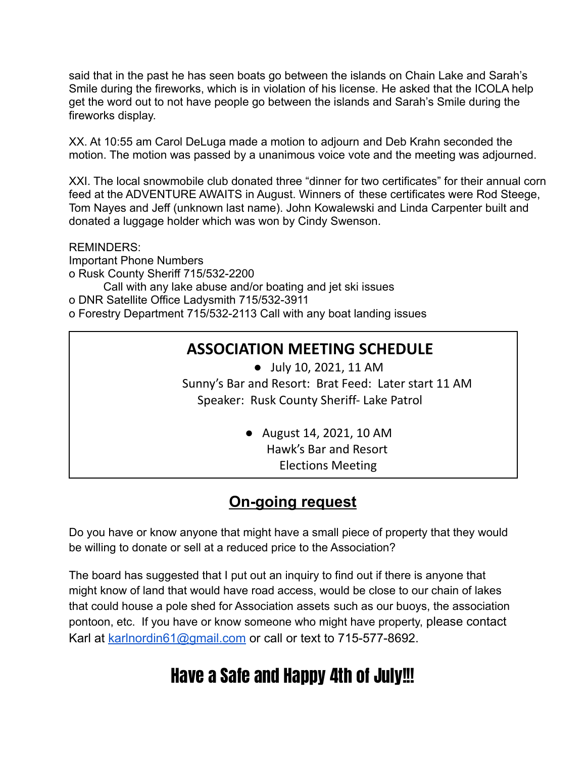said that in the past he has seen boats go between the islands on Chain Lake and Sarah's Smile during the fireworks, which is in violation of his license. He asked that the ICOLA help get the word out to not have people go between the islands and Sarah's Smile during the fireworks display.

XX. At 10:55 am Carol DeLuga made a motion to adjourn and Deb Krahn seconded the motion. The motion was passed by a unanimous voice vote and the meeting was adjourned.

XXI. The local snowmobile club donated three "dinner for two certificates" for their annual corn feed at the ADVENTURE AWAITS in August. Winners of these certificates were Rod Steege, Tom Nayes and Jeff (unknown last name). John Kowalewski and Linda Carpenter built and donated a luggage holder which was won by Cindy Swenson.

REMINDERS:

Important Phone Numbers

- o Rusk County Sheriff 715/532-2200
  Call with any lake abuse and/or boating and jet ski issues
- o DNR Satellite Office Ladysmith 715/532-3911
- o Forestry Department 715/532-2113 Call with any boat landing issues

## ASSOCIATION MEETING SCHEDULE

- July 10, 2021, 11 AM
  Sunny's Bar and Resort: Brat Feed: Later start 11 AM
  Speaker: Rusk County Sheriff- Lake Patrol

- August 14, 2021, 10 AM
  Hawk's Bar and Resort
  Elections Meeting

## On-going request

Do you have or know anyone that might have a small piece of property that they would be willing to donate or sell at a reduced price to the Association?

The board has suggested that I put out an inquiry to find out if there is anyone that might know of land that would have road access, would be close to our chain of lakes that could house a pole shed for Association assets such as our buoys, the association pontoon, etc. If you have or know someone who might have property, please contact Karl at karlnordin61@gmail.com or call or text to 715-577-8692.

# Have a Safe and Happy 4th of July!!!